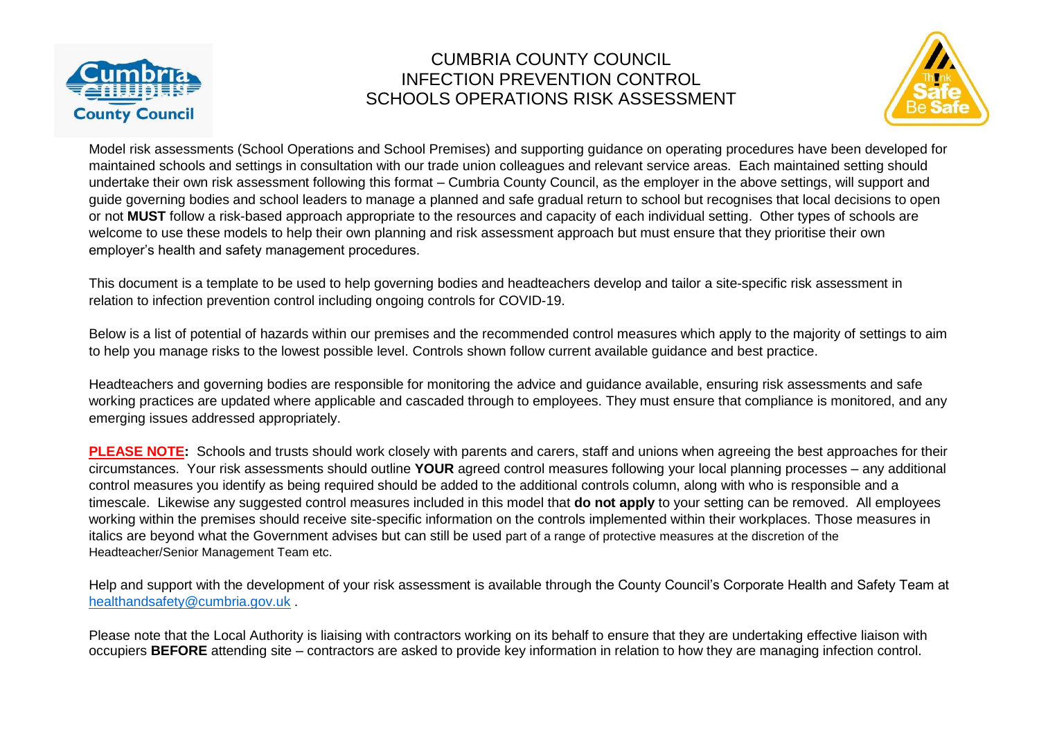# CUMBRIA COUNTY COUNCIL
# INFECTION PREVENTION CONTROL
# SCHOOLS OPERATIONS RISK ASSESSMENT

Model risk assessments (School Operations and School Premises) and supporting guidance on operating procedures have been developed for maintained schools and settings in consultation with our trade union colleagues and relevant service areas. Each maintained setting should undertake their own risk assessment following this format – Cumbria County Council, as the employer in the above settings, will support and guide governing bodies and school leaders to manage a planned and safe gradual return to school but recognises that local decisions to open or not **MUST** follow a risk-based approach appropriate to the resources and capacity of each individual setting. Other types of schools are welcome to use these models to help their own planning and risk assessment approach but must ensure that they prioritise their own employer's health and safety management procedures.

This document is a template to be used to help governing bodies and headteachers develop and tailor a site-specific risk assessment in relation to infection prevention control including ongoing controls for COVID-19.

Below is a list of potential of hazards within our premises and the recommended control measures which apply to the majority of settings to aim to help you manage risks to the lowest possible level. Controls shown follow current available guidance and best practice.

Headteachers and governing bodies are responsible for monitoring the advice and guidance available, ensuring risk assessments and safe working practices are updated where applicable and cascaded through to employees. They must ensure that compliance is monitored, and any emerging issues addressed appropriately.

**PLEASE NOTE:** Schools and trusts should work closely with parents and carers, staff and unions when agreeing the best approaches for their circumstances. Your risk assessments should outline **YOUR** agreed control measures following your local planning processes – any additional control measures you identify as being required should be added to the additional controls column, along with who is responsible and a timescale. Likewise any suggested control measures included in this model that **do not apply** to your setting can be removed. All employees working within the premises should receive site-specific information on the controls implemented within their workplaces. Those measures in italics are beyond what the Government advises but can still be used part of a range of protective measures at the discretion of the Headteacher/Senior Management Team etc.

Help and support with the development of your risk assessment is available through the County Council's Corporate Health and Safety Team at healthandsafety@cumbria.gov.uk .

Please note that the Local Authority is liaising with contractors working on its behalf to ensure that they are undertaking effective liaison with occupiers **BEFORE** attending site – contractors are asked to provide key information in relation to how they are managing infection control.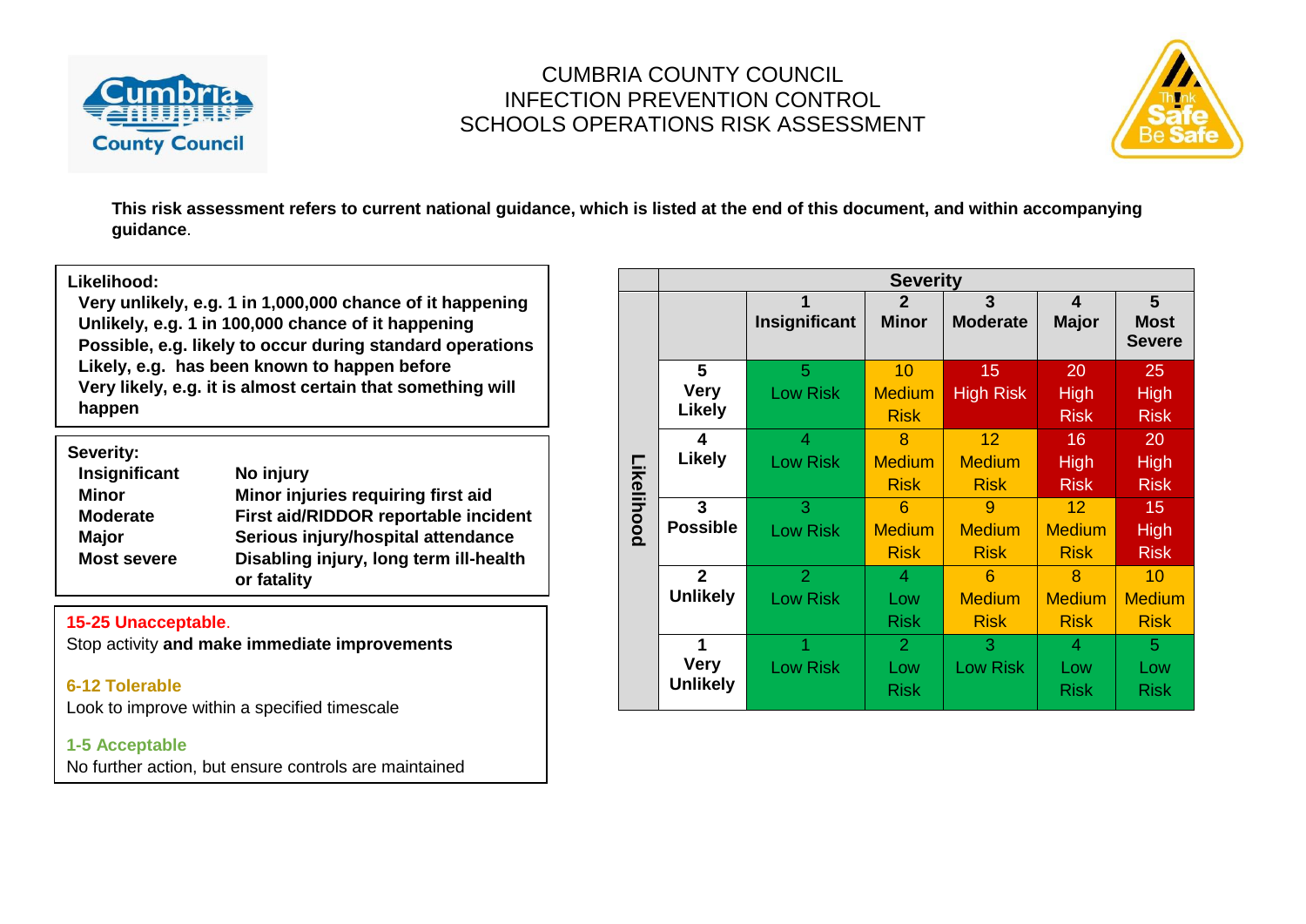# CUMBRIA COUNTY COUNCIL
# INFECTION PREVENTION CONTROL
# SCHOOLS OPERATIONS RISK ASSESSMENT

**This risk assessment refers to current national guidance, which is listed at the end of this document, and within accompanying guidance**.

**Likelihood:**

- **Very unlikely, e.g. 1 in 1,000,000 chance of it happening**
- **Unlikely, e.g. 1 in 100,000 chance of it happening**
- **Possible, e.g. likely to occur during standard operations**
- **Likely, e.g. has been known to happen before**
- **Very likely, e.g. it is almost certain that something will happen**

**Severity:**

| | |
|---|---|
| **Insignificant** | **No injury** |
| **Minor** | **Minor injuries requiring first aid** |
| **Moderate** | **First aid/RIDDOR reportable incident** |
| **Major** | **Serious injury/hospital attendance** |
| **Most severe** | **Disabling injury, long term ill-health or fatality** |

**15-25 Unacceptable**.
Stop activity **and make immediate improvements**

**6-12 Tolerable**
Look to improve within a specified timescale

**1-5 Acceptable**
No further action, but ensure controls are maintained

| | | Severity | | | | |
|---|---|---|---|---|---|---|
| **Likelihood** | | **1 Insignificant** | **2 Minor** | **3 Moderate** | **4 Major** | **5 Most Severe** |
| | **5 Very Likely** | 5 Low Risk | 10 Medium Risk | 15 High Risk | 20 High Risk | 25 High Risk |
| | **4 Likely** | 4 Low Risk | 8 Medium Risk | 12 Medium Risk | 16 High Risk | 20 High Risk |
| | **3 Possible** | 3 Low Risk | 6 Medium Risk | 9 Medium Risk | 12 Medium Risk | 15 High Risk |
| | **2 Unlikely** | 2 Low Risk | 4 Low Risk | 6 Medium Risk | 8 Medium Risk | 10 Medium Risk |
| | **1 Very Unlikely** | 1 Low Risk | 2 Low Risk | 3 Low Risk | 4 Low Risk | 5 Low Risk |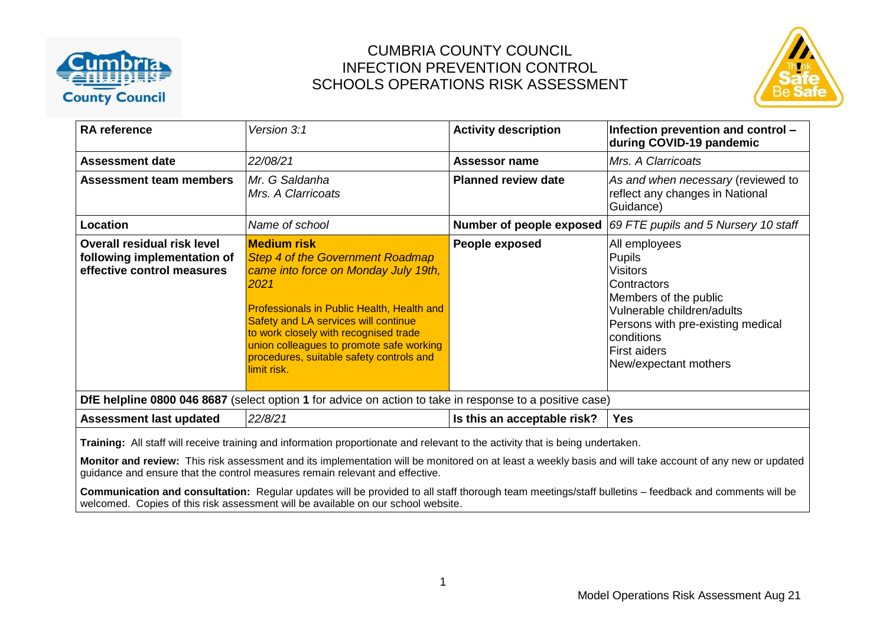# CUMBRIA COUNTY COUNCIL
# INFECTION PREVENTION CONTROL
# SCHOOLS OPERATIONS RISK ASSESSMENT

| **RA reference** | *Version 3:1* | **Activity description** | **Infection prevention and control – during COVID-19 pandemic** |
|---|---|---|---|
| **Assessment date** | *22/08/21* | **Assessor name** | *Mrs. A Clarricoats* |
| **Assessment team members** | *Mr. G Saldanha*<br>*Mrs. A Clarricoats* | **Planned review date** | *As and when necessary* (reviewed to reflect any changes in National Guidance) |
| **Location** | *Name of school* | **Number of people exposed** | *69 FTE pupils and 5 Nursery 10 staff* |
| **Overall residual risk level following implementation of effective control measures** | **Medium risk**<br>*Step 4 of the Government Roadmap came into force on Monday July 19th, 2021*<br><br>Professionals in Public Health, Health and Safety and LA services will continue to work closely with recognised trade union colleagues to promote safe working procedures, suitable safety controls and limit risk. | **People exposed** | All employees<br>Pupils<br>Visitors<br>Contractors<br>Members of the public<br>Vulnerable children/adults<br>Persons with pre-existing medical conditions<br>First aiders<br>New/expectant mothers |
| **DfE helpline 0800 046 8687** (select option **1** for advice on action to take in response to a positive case) | | | |
| **Assessment last updated** | *22/8/21* | **Is this an acceptable risk?** | **Yes** |

**Training:** All staff will receive training and information proportionate and relevant to the activity that is being undertaken.

**Monitor and review:** This risk assessment and its implementation will be monitored on at least a weekly basis and will take account of any new or updated guidance and ensure that the control measures remain relevant and effective.

**Communication and consultation:** Regular updates will be provided to all staff thorough team meetings/staff bulletins – feedback and comments will be welcomed. Copies of this risk assessment will be available on our school website.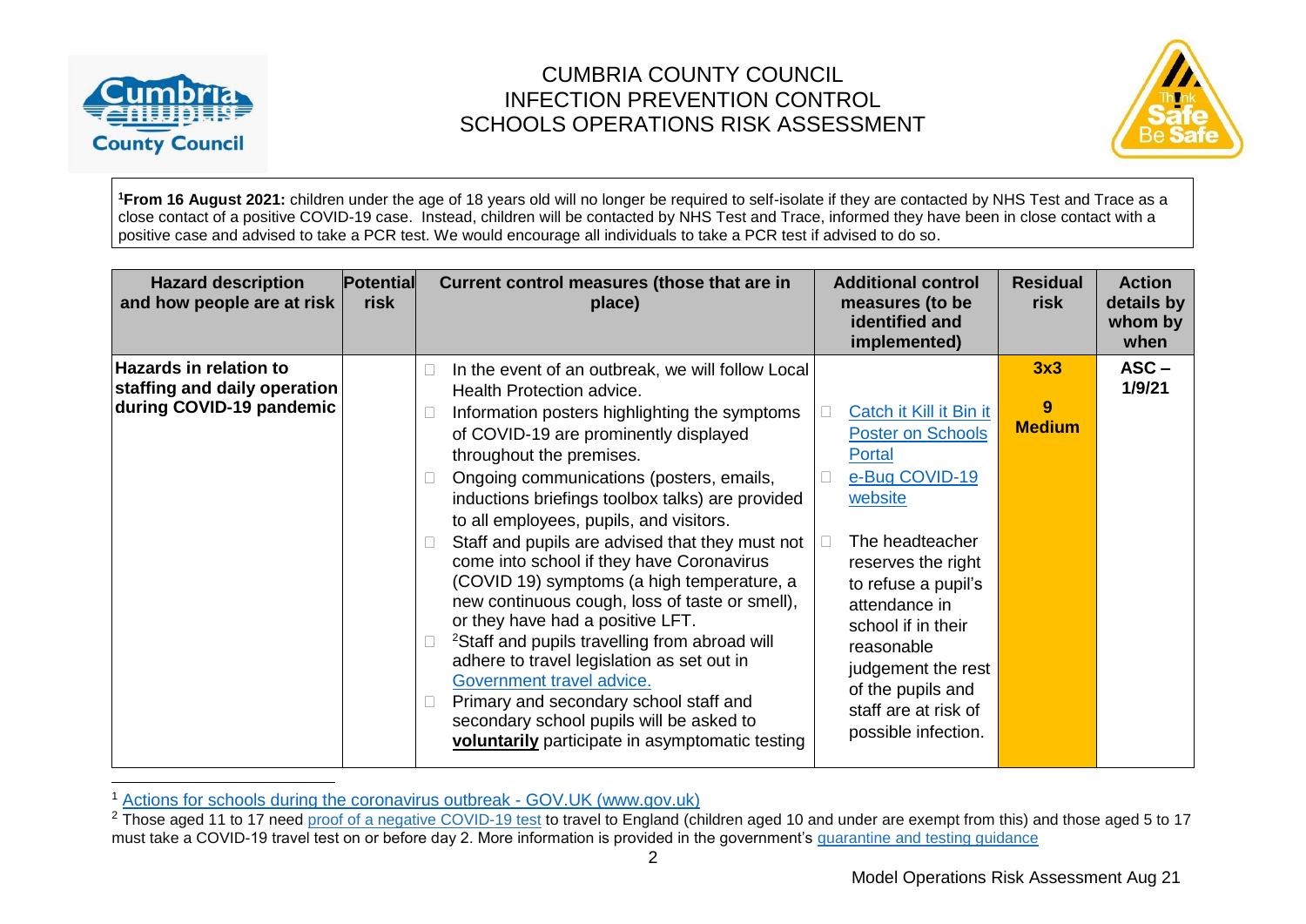# CUMBRIA COUNTY COUNCIL
# INFECTION PREVENTION CONTROL
# SCHOOLS OPERATIONS RISK ASSESSMENT

[1]**From 16 August 2021:** children under the age of 18 years old will no longer be required to self-isolate if they are contacted by NHS Test and Trace as a close contact of a positive COVID-19 case. Instead, children will be contacted by NHS Test and Trace, informed they have been in close contact with a positive case and advised to take a PCR test. We would encourage all individuals to take a PCR test if advised to do so.

| Hazard description and how people are at risk | Potential risk | Current control measures (those that are in place) | Additional control measures (to be identified and implemented) | Residual risk | Action details by whom by when |
|---|---|---|---|---|---|
| **Hazards in relation to staffing and daily operation during COVID-19 pandemic** | | - In the event of an outbreak, we will follow Local Health Protection advice.<br>- Information posters highlighting the symptoms of COVID-19 are prominently displayed throughout the premises.<br>- Ongoing communications (posters, emails, inductions briefings toolbox talks) are provided to all employees, pupils, and visitors.<br>- Staff and pupils are advised that they must not come into school if they have Coronavirus (COVID 19) symptoms (a high temperature, a new continuous cough, loss of taste or smell), or they have had a positive LFT.<br>- [2]Staff and pupils travelling from abroad will adhere to travel legislation as set out in Government travel advice.<br>- Primary and secondary school staff and secondary school pupils will be asked to **voluntarily** participate in asymptomatic testing | - Catch it Kill it Bin it Poster on Schools Portal<br>- e-Bug COVID-19 website<br>- The headteacher reserves the right to refuse a pupil's attendance in school if in their reasonable judgement the rest of the pupils and staff are at risk of possible infection. | **3x3**<br>**9**<br>**Medium** | **ASC – 1/9/21** |

[1] Actions for schools during the coronavirus outbreak - GOV.UK (www.gov.uk)

[2] Those aged 11 to 17 need proof of a negative COVID-19 test to travel to England (children aged 10 and under are exempt from this) and those aged 5 to 17 must take a COVID-19 travel test on or before day 2. More information is provided in the government's quarantine and testing guidance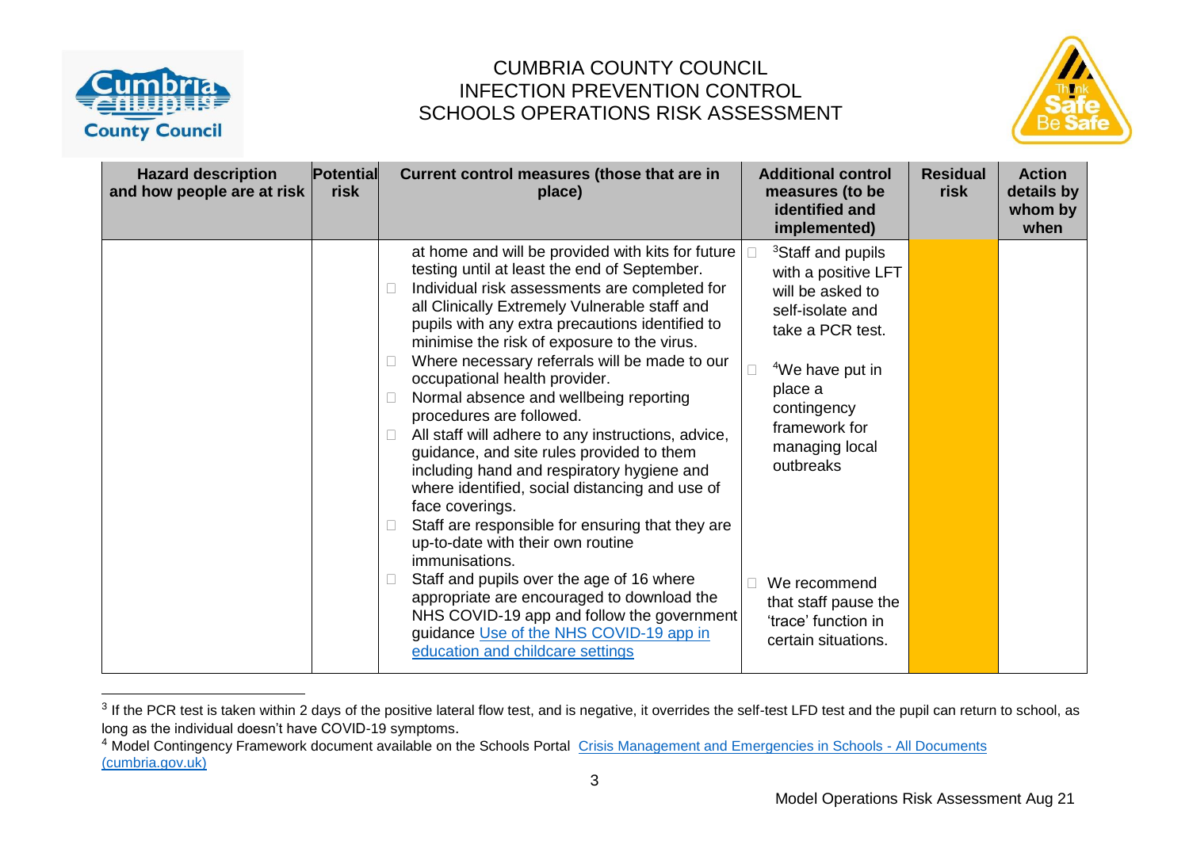| Hazard description and how people are at risk | Potential risk | Current control measures (those that are in place) | Additional control measures (to be identified and implemented) | Residual risk | Action details by whom by when |
|---|---|---|---|---|---|
| | | at home and will be provided with kits for future testing until at least the end of September.<br>- Individual risk assessments are completed for all Clinically Extremely Vulnerable staff and pupils with any extra precautions identified to minimise the risk of exposure to the virus.<br>- Where necessary referrals will be made to our occupational health provider.<br>- Normal absence and wellbeing reporting procedures are followed.<br>- All staff will adhere to any instructions, advice, guidance, and site rules provided to them including hand and respiratory hygiene and where identified, social distancing and use of face coverings.<br>- Staff are responsible for ensuring that they are up-to-date with their own routine immunisations.<br>- Staff and pupils over the age of 16 where appropriate are encouraged to download the NHS COVID-19 app and follow the government guidance [Use of the NHS COVID-19 app in education and childcare settings]() | - [3]Staff and pupils with a positive LFT will be asked to self-isolate and take a PCR test.<br>- [4]We have put in place a contingency framework for managing local outbreaks<br>- We recommend that staff pause the 'trace' function in certain situations. | | |

[3] If the PCR test is taken within 2 days of the positive lateral flow test, and is negative, it overrides the self-test LFD test and the pupil can return to school, as long as the individual doesn't have COVID-19 symptoms.

[4] Model Contingency Framework document available on the Schools Portal [Crisis Management and Emergencies in Schools - All Documents (cumbria.gov.uk)]()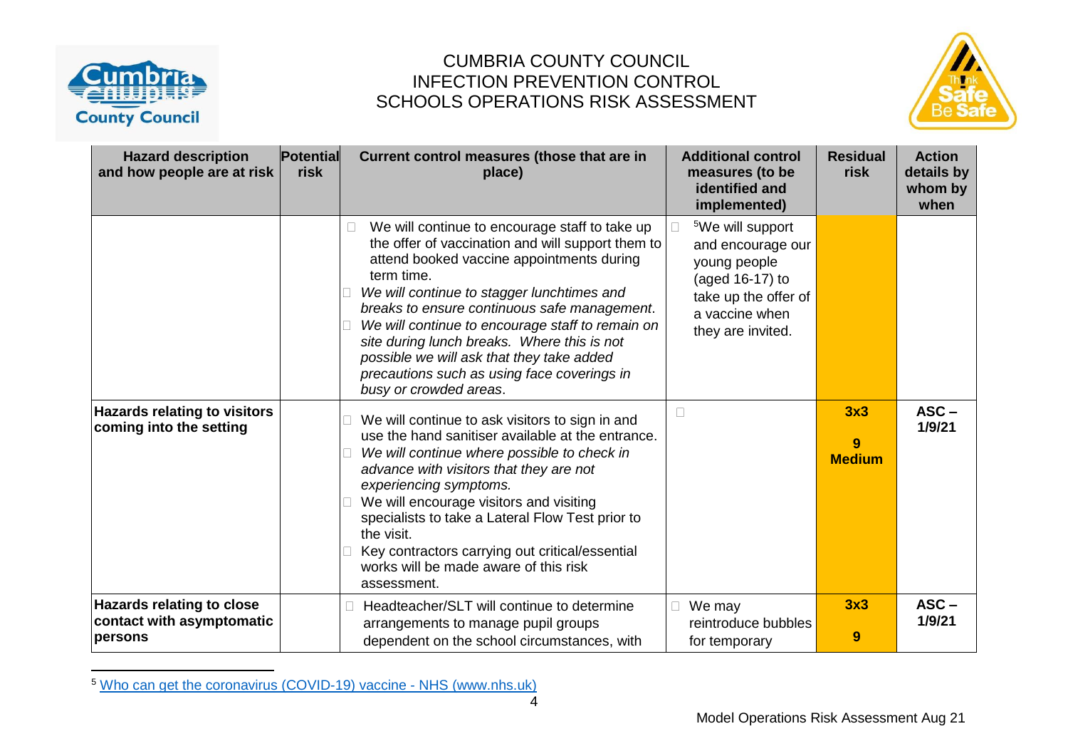# CUMBRIA COUNTY COUNCIL
# INFECTION PREVENTION CONTROL
# SCHOOLS OPERATIONS RISK ASSESSMENT

| Hazard description and how people are at risk | Potential risk | Current control measures (those that are in place) | Additional control measures (to be identified and implemented) | Residual risk | Action details by whom by when |
|---|---|---|---|---|---|
| | | - We will continue to encourage staff to take up the offer of vaccination and will support them to attend booked vaccine appointments during term time.<br>- *We will continue to stagger lunchtimes and breaks to ensure continuous safe management*.<br>- *We will continue to encourage staff to remain on site during lunch breaks. Where this is not possible we will ask that they take added precautions such as using face coverings in busy or crowded areas*. | - [5]We will support and encourage our young people (aged 16-17) to take up the offer of a vaccine when they are invited. | | |
| **Hazards relating to visitors coming into the setting** | | - We will continue to ask visitors to sign in and use the hand sanitiser available at the entrance.<br>- *We will continue where possible to check in advance with visitors that they are not experiencing symptoms.*<br>- We will encourage visitors and visiting specialists to take a Lateral Flow Test prior to the visit.<br>- Key contractors carrying out critical/essential works will be made aware of this risk assessment. | - | **3x3**<br>**9**<br>**Medium** | **ASC – 1/9/21** |
| **Hazards relating to close contact with asymptomatic persons** | | - Headteacher/SLT will continue to determine arrangements to manage pupil groups dependent on the school circumstances, with | - We may reintroduce bubbles for temporary | **3x3**<br>**9** | **ASC – 1/9/21** |

[5] Who can get the coronavirus (COVID-19) vaccine - NHS (www.nhs.uk)

Model Operations Risk Assessment Aug 21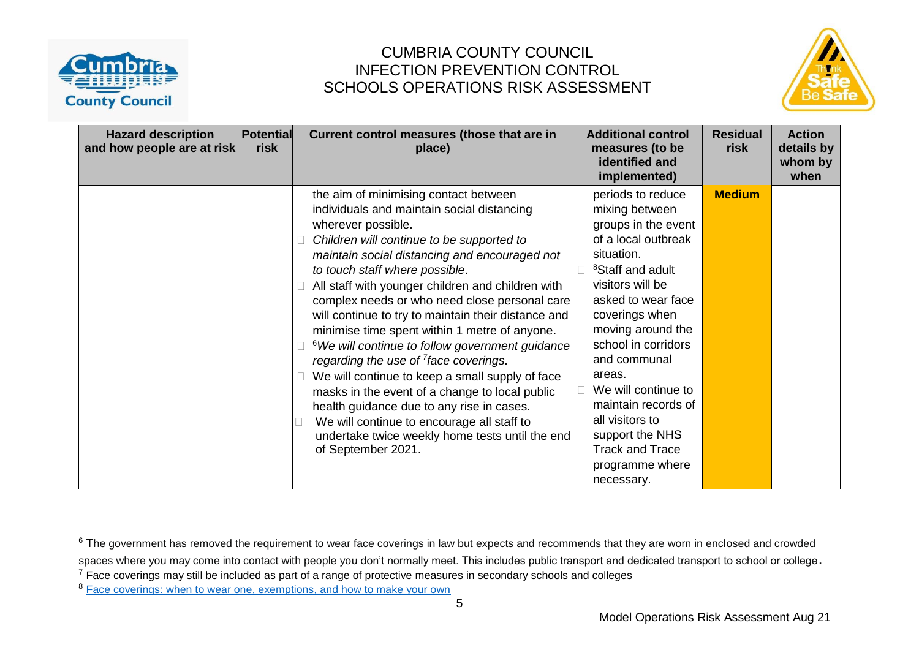| Hazard description and how people are at risk | Potential risk | Current control measures (those that are in place) | Additional control measures (to be identified and implemented) | Residual risk | Action details by whom by when |
|---|---|---|---|---|---|
| | | the aim of minimising contact between individuals and maintain social distancing wherever possible.<br>- *Children will continue to be supported to maintain social distancing and encouraged not to touch staff where possible*.<br>- All staff with younger children and children with complex needs or who need close personal care will continue to try to maintain their distance and minimise time spent within 1 metre of anyone.<br>- [6]*We will continue to follow government guidance regarding the use of* [7]*face coverings.*<br>- We will continue to keep a small supply of face masks in the event of a change to local public health guidance due to any rise in cases.<br>- We will continue to encourage all staff to undertake twice weekly home tests until the end of September 2021. | periods to reduce mixing between groups in the event of a local outbreak situation.<br>- [8]Staff and adult visitors will be asked to wear face coverings when moving around the school in corridors and communal areas.<br>- We will continue to maintain records of all visitors to support the NHS Track and Trace programme where necessary. | **Medium** | |

[6] The government has removed the requirement to wear face coverings in law but expects and recommends that they are worn in enclosed and crowded spaces where you may come into contact with people you don't normally meet. This includes public transport and dedicated transport to school or college.

[7] Face coverings may still be included as part of a range of protective measures in secondary schools and colleges

[8] [Face coverings: when to wear one, exemptions, and how to make your own]()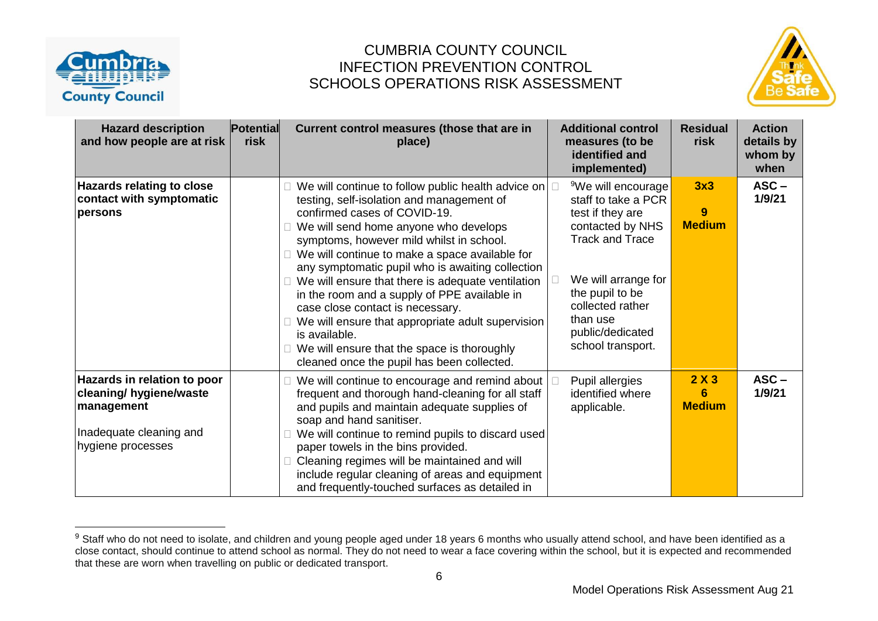CUMBRIA COUNTY COUNCIL
INFECTION PREVENTION CONTROL
SCHOOLS OPERATIONS RISK ASSESSMENT

| Hazard description and how people are at risk | Potential risk | Current control measures (those that are in place) | Additional control measures (to be identified and implemented) | Residual risk | Action details by whom by when |
|---|---|---|---|---|---|
| **Hazards relating to close contact with symptomatic persons** | | - We will continue to follow public health advice on testing, self-isolation and management of confirmed cases of COVID-19.<br>- We will send home anyone who develops symptoms, however mild whilst in school.<br>- We will continue to make a space available for any symptomatic pupil who is awaiting collection<br>- We will ensure that there is adequate ventilation in the room and a supply of PPE available in case close contact is necessary.<br>- We will ensure that appropriate adult supervision is available.<br>- We will ensure that the space is thoroughly cleaned once the pupil has been collected. | - [9]We will encourage staff to take a PCR test if they are contacted by NHS Track and Trace<br>- We will arrange for the pupil to be collected rather than use public/dedicated school transport. | **3x3 9 Medium** | **ASC – 1/9/21** |
| **Hazards in relation to poor cleaning/ hygiene/waste management**<br><br>Inadequate cleaning and hygiene processes | | - We will continue to encourage and remind about frequent and thorough hand-cleaning for all staff and pupils and maintain adequate supplies of soap and hand sanitiser.<br>- We will continue to remind pupils to discard used paper towels in the bins provided.<br>- Cleaning regimes will be maintained and will include regular cleaning of areas and equipment and frequently-touched surfaces as detailed in | - Pupil allergies identified where applicable. | **2 X 3 6 Medium** | **ASC – 1/9/21** |

[9] Staff who do not need to isolate, and children and young people aged under 18 years 6 months who usually attend school, and have been identified as a close contact, should continue to attend school as normal. They do not need to wear a face covering within the school, but it is expected and recommended that these are worn when travelling on public or dedicated transport.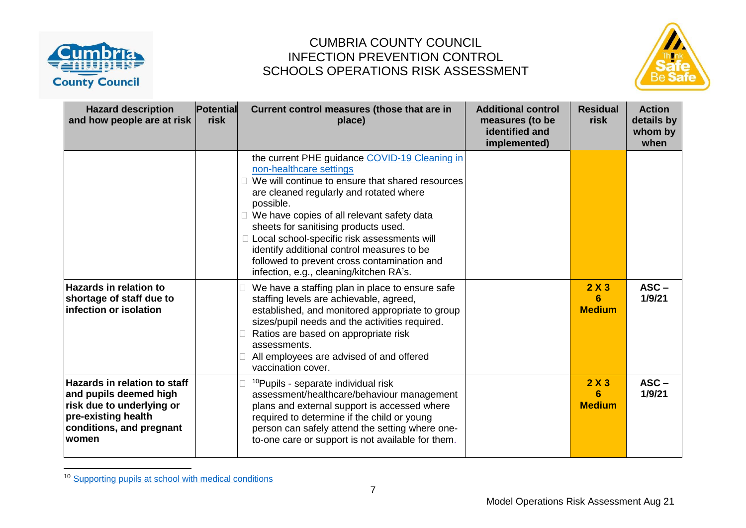# CUMBRIA COUNTY COUNCIL
## INFECTION PREVENTION CONTROL
## SCHOOLS OPERATIONS RISK ASSESSMENT

| Hazard description and how people are at risk | Potential risk | Current control measures (those that are in place) | Additional control measures (to be identified and implemented) | Residual risk | Action details by whom by when |
|---|---|---|---|---|---|
| | | the current PHE guidance [COVID-19 Cleaning in non-healthcare settings](COVID-19 Cleaning in non-healthcare settings)<br>☐ We will continue to ensure that shared resources are cleaned regularly and rotated where possible.<br>☐ We have copies of all relevant safety data sheets for sanitising products used.<br>☐ Local school-specific risk assessments will identify additional control measures to be followed to prevent cross contamination and infection, e.g., cleaning/kitchen RA's. | | | |
| **Hazards in relation to shortage of staff due to infection or isolation** | | ☐ We have a staffing plan in place to ensure safe staffing levels are achievable, agreed, established, and monitored appropriate to group sizes/pupil needs and the activities required.<br>☐ Ratios are based on appropriate risk assessments.<br>☐ All employees are advised of and offered vaccination cover. | | **2 X 3**<br>**6**<br>**Medium** | **ASC – 1/9/21** |
| **Hazards in relation to staff and pupils deemed high risk due to underlying or pre-existing health conditions, and pregnant women** | | ☐ [10]Pupils - separate individual risk assessment/healthcare/behaviour management plans and external support is accessed where required to determine if the child or young person can safely attend the setting where one-to-one care or support is not available for them. | | **2 X 3**<br>**6**<br>**Medium** | **ASC – 1/9/21** |

[10] Supporting pupils at school with medical conditions

Model Operations Risk Assessment Aug 21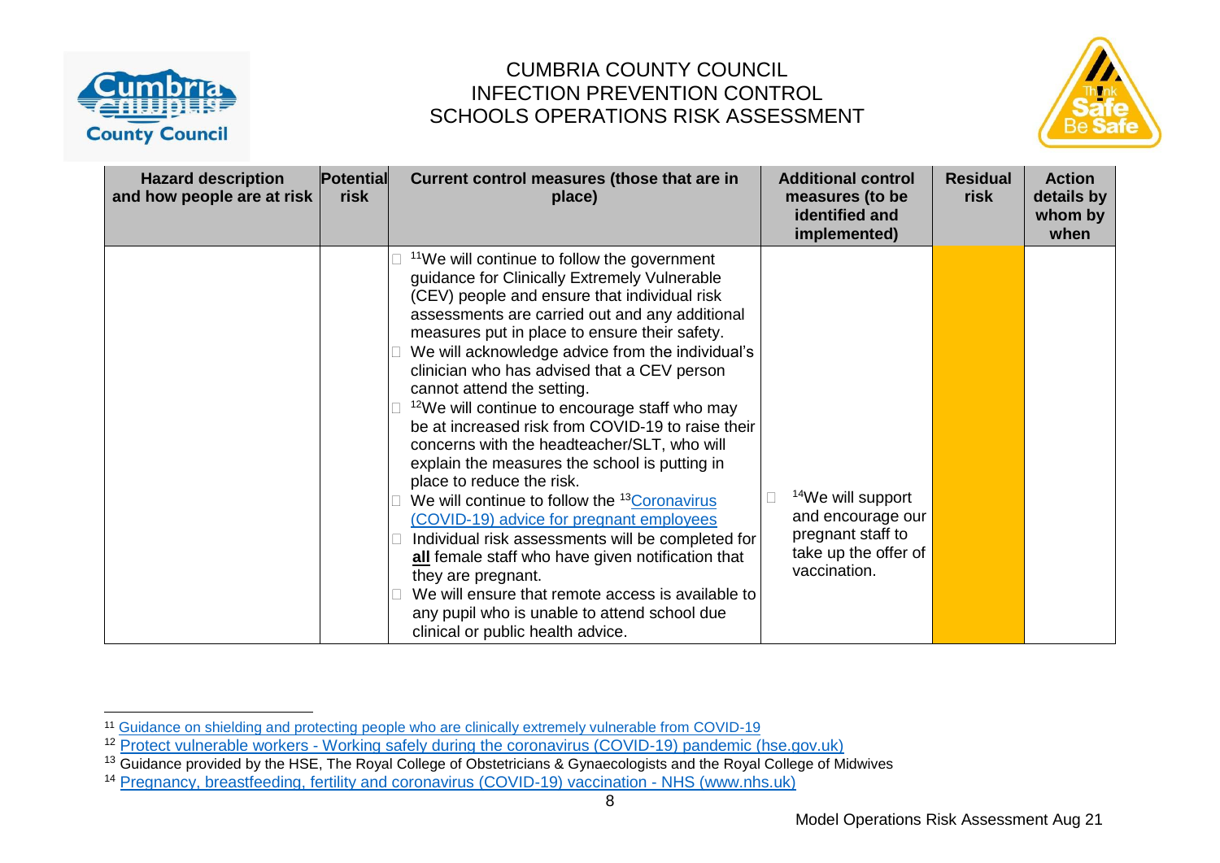# CUMBRIA COUNTY COUNCIL
# INFECTION PREVENTION CONTROL
# SCHOOLS OPERATIONS RISK ASSESSMENT

| Hazard description and how people are at risk | Potential risk | Current control measures (those that are in place) | Additional control measures (to be identified and implemented) | Residual risk | Action details by whom by when |
|---|---|---|---|---|---|
| | | [11]We will continue to follow the government guidance for Clinically Extremely Vulnerable (CEV) people and ensure that individual risk assessments are carried out and any additional measures put in place to ensure their safety.<br>We will acknowledge advice from the individual's clinician who has advised that a CEV person cannot attend the setting.<br>[12]We will continue to encourage staff who may be at increased risk from COVID-19 to raise their concerns with the headteacher/SLT, who will explain the measures the school is putting in place to reduce the risk.<br>We will continue to follow the [13]Coronavirus (COVID-19) advice for pregnant employees<br>Individual risk assessments will be completed for **all** female staff who have given notification that they are pregnant.<br>We will ensure that remote access is available to any pupil who is unable to attend school due clinical or public health advice. | [14]We will support and encourage our pregnant staff to take up the offer of vaccination. | | |

[11] Guidance on shielding and protecting people who are clinically extremely vulnerable from COVID-19

[12] Protect vulnerable workers - Working safely during the coronavirus (COVID-19) pandemic (hse.gov.uk)

[13] Guidance provided by the HSE, The Royal College of Obstetricians & Gynaecologists and the Royal College of Midwives

[14] Pregnancy, breastfeeding, fertility and coronavirus (COVID-19) vaccination - NHS (www.nhs.uk)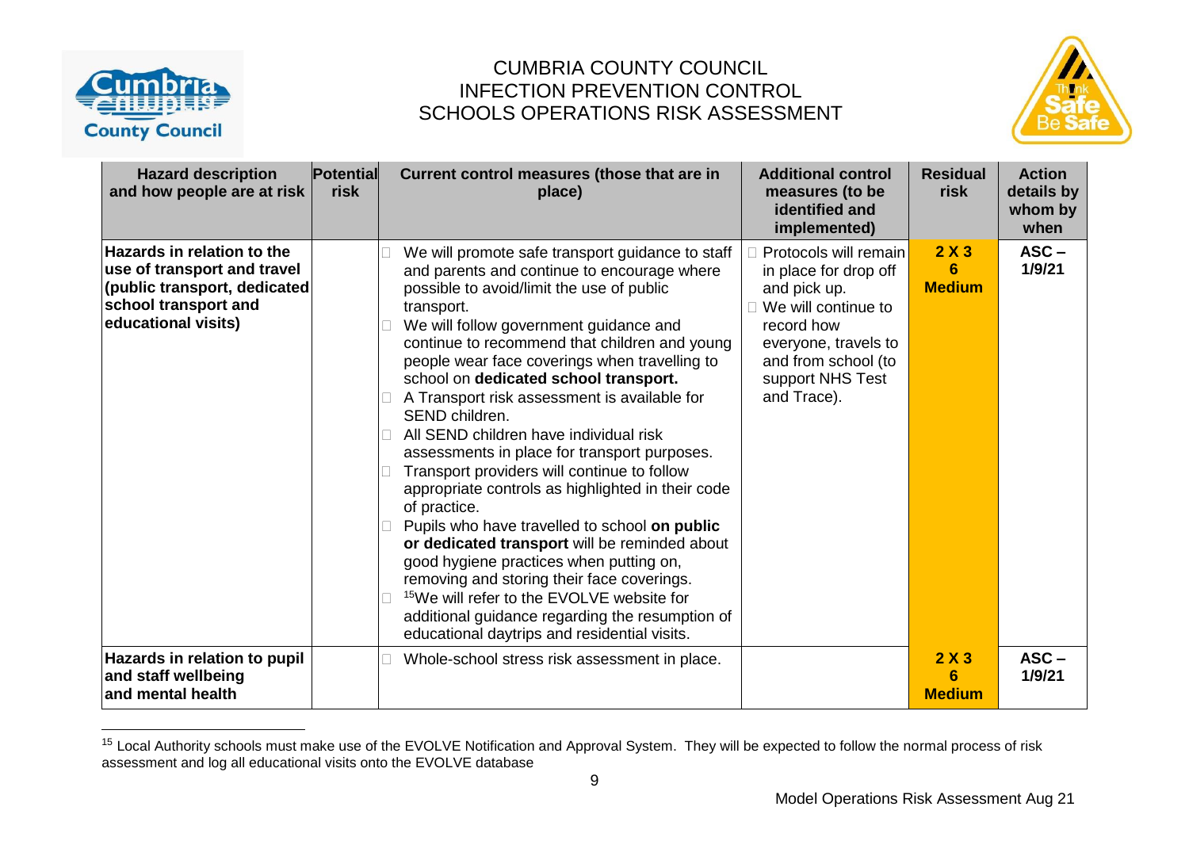# CUMBRIA COUNTY COUNCIL
## INFECTION PREVENTION CONTROL
## SCHOOLS OPERATIONS RISK ASSESSMENT

| Hazard description and how people are at risk | Potential risk | Current control measures (those that are in place) | Additional control measures (to be identified and implemented) | Residual risk | Action details by whom by when |
|---|---|---|---|---|---|
| **Hazards in relation to the use of transport and travel (public transport, dedicated school transport and educational visits)** | | • We will promote safe transport guidance to staff and parents and continue to encourage where possible to avoid/limit the use of public transport.<br>• We will follow government guidance and continue to recommend that children and young people wear face coverings when travelling to school on **dedicated school transport.**<br>• A Transport risk assessment is available for SEND children.<br>• All SEND children have individual risk assessments in place for transport purposes.<br>• Transport providers will continue to follow appropriate controls as highlighted in their code of practice.<br>• Pupils who have travelled to school **on public or dedicated transport** will be reminded about good hygiene practices when putting on, removing and storing their face coverings.<br>• [15]We will refer to the EVOLVE website for additional guidance regarding the resumption of educational daytrips and residential visits. | • Protocols will remain in place for drop off and pick up.<br>• We will continue to record how everyone, travels to and from school (to support NHS Test and Trace). | **2 X 3 6 Medium** | **ASC – 1/9/21** |
| **Hazards in relation to pupil and staff wellbeing and mental health** | | • Whole-school stress risk assessment in place. | | **2 X 3 6 Medium** | **ASC – 1/9/21** |

[15] Local Authority schools must make use of the EVOLVE Notification and Approval System. They will be expected to follow the normal process of risk assessment and log all educational visits onto the EVOLVE database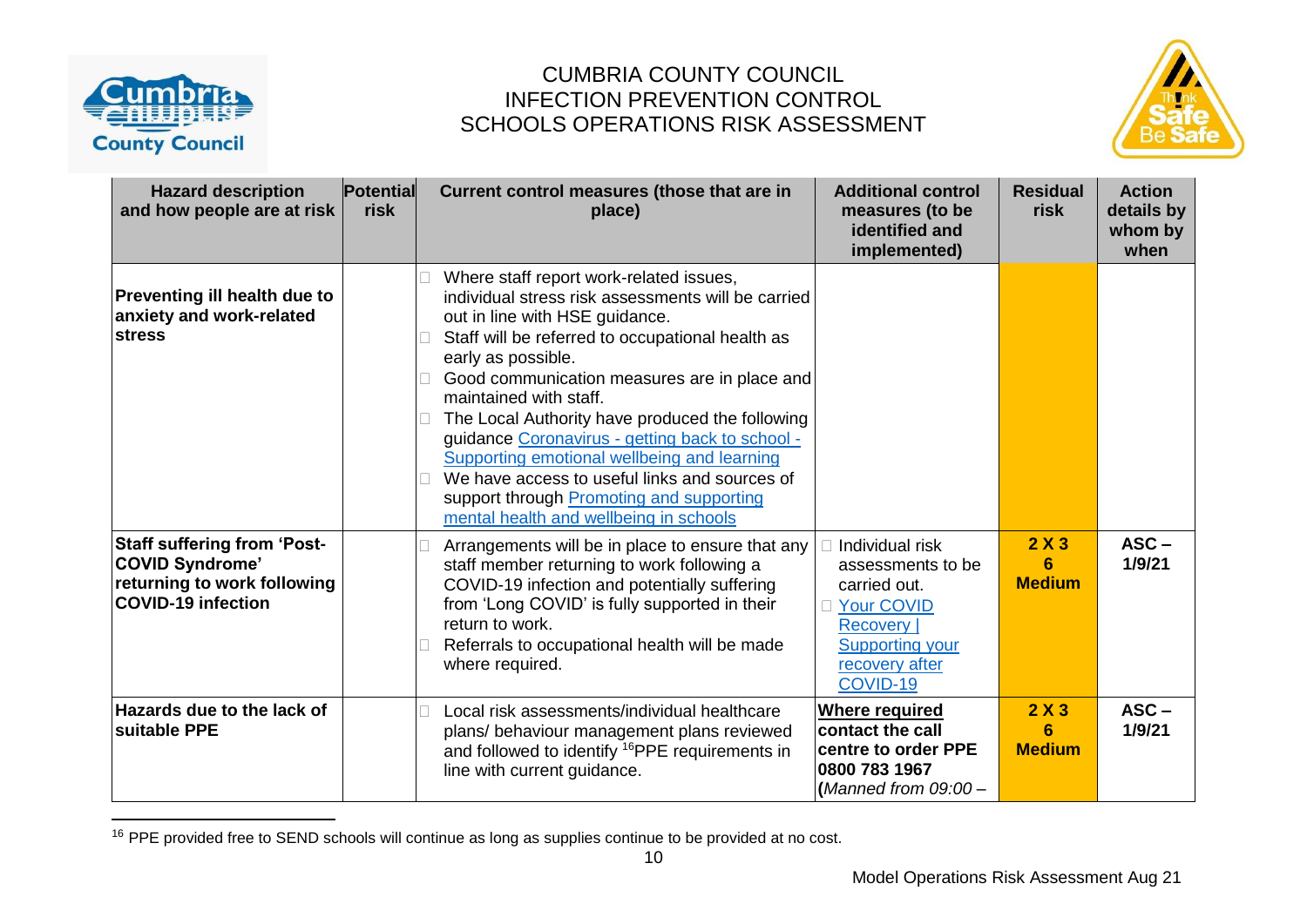# CUMBRIA COUNTY COUNCIL
# INFECTION PREVENTION CONTROL
# SCHOOLS OPERATIONS RISK ASSESSMENT

| Hazard description and how people are at risk | Potential risk | Current control measures (those that are in place) | Additional control measures (to be identified and implemented) | Residual risk | Action details by whom by when |
|---|---|---|---|---|---|
| **Preventing ill health due to anxiety and work-related stress** | | - Where staff report work-related issues, individual stress risk assessments will be carried out in line with HSE guidance.<br>- Staff will be referred to occupational health as early as possible.<br>- Good communication measures are in place and maintained with staff.<br>- The Local Authority have produced the following guidance [Coronavirus - getting back to school - Supporting emotional wellbeing and learning]<br>- We have access to useful links and sources of support through [Promoting and supporting mental health and wellbeing in schools] | | | |
| **Staff suffering from 'Post-COVID Syndrome' returning to work following COVID-19 infection** | | - Arrangements will be in place to ensure that any staff member returning to work following a COVID-19 infection and potentially suffering from 'Long COVID' is fully supported in their return to work.<br>- Referrals to occupational health will be made where required. | - Individual risk assessments to be carried out.<br>- [Your COVID Recovery \| Supporting your recovery after COVID-19] | **2 X 3<br>6<br>Medium** | **ASC – 1/9/21** |
| **Hazards due to the lack of suitable PPE** | | - Local risk assessments/individual healthcare plans/ behaviour management plans reviewed and followed to identify [16]PPE requirements in line with current guidance. | **Where required contact the call centre to order PPE 0800 783 1967 (*Manned from 09:00 –*** | **2 X 3<br>6<br>Medium** | **ASC – 1/9/21** |

[16] PPE provided free to SEND schools will continue as long as supplies continue to be provided at no cost.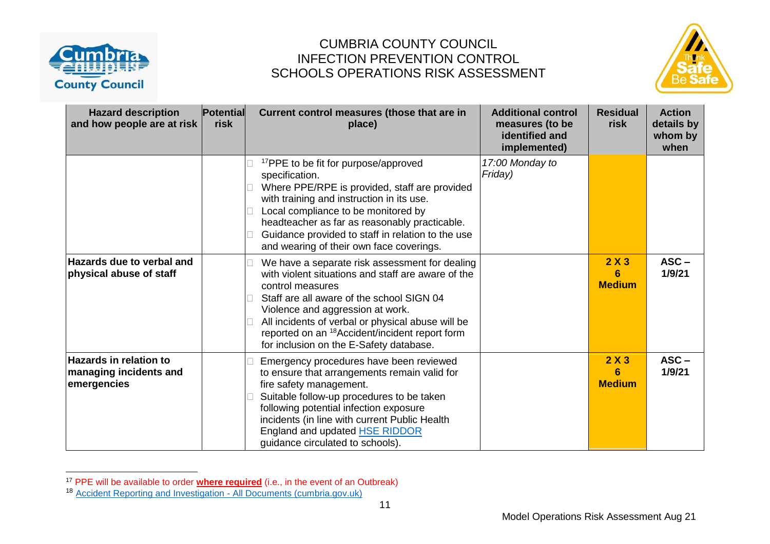CUMBRIA COUNTY COUNCIL
INFECTION PREVENTION CONTROL
SCHOOLS OPERATIONS RISK ASSESSMENT

| Hazard description and how people are at risk | Potential risk | Current control measures (those that are in place) | Additional control measures (to be identified and implemented) | Residual risk | Action details by whom by when |
|---|---|---|---|---|---|
| | | - [17]PPE to be fit for purpose/approved specification.<br>- Where PPE/RPE is provided, staff are provided with training and instruction in its use.<br>- Local compliance to be monitored by headteacher as far as reasonably practicable.<br>- Guidance provided to staff in relation to the use and wearing of their own face coverings. | *17:00 Monday to Friday)* | | |
| **Hazards due to verbal and physical abuse of staff** | | - We have a separate risk assessment for dealing with violent situations and staff are aware of the control measures<br>- Staff are all aware of the school SIGN 04 Violence and aggression at work.<br>- All incidents of verbal or physical abuse will be reported on an [18]Accident/incident report form for inclusion on the E-Safety database. | | **2 X 3 6 Medium** | **ASC – 1/9/21** |
| **Hazards in relation to managing incidents and emergencies** | | - Emergency procedures have been reviewed to ensure that arrangements remain valid for fire safety management.<br>- Suitable follow-up procedures to be taken following potential infection exposure incidents (in line with current Public Health England and updated HSE RIDDOR guidance circulated to schools). | | **2 X 3 6 Medium** | **ASC – 1/9/21** |

[17] PPE will be available to order **where required** (i.e., in the event of an Outbreak)

[18] Accident Reporting and Investigation - All Documents (cumbria.gov.uk)

Model Operations Risk Assessment Aug 21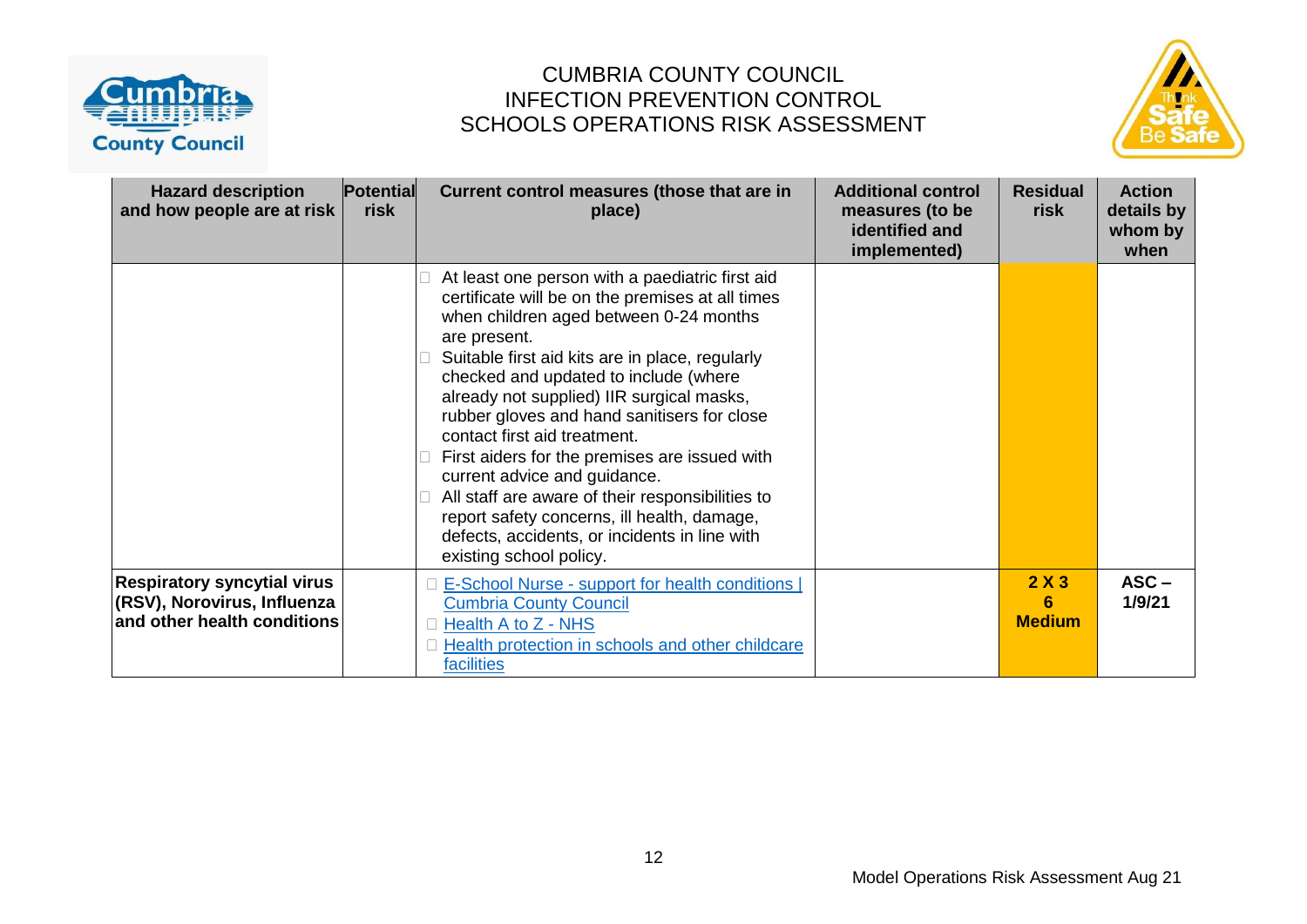# CUMBRIA COUNTY COUNCIL
# INFECTION PREVENTION CONTROL
# SCHOOLS OPERATIONS RISK ASSESSMENT

| Hazard description and how people are at risk | Potential risk | Current control measures (those that are in place) | Additional control measures (to be identified and implemented) | Residual risk | Action details by whom by when |
|---|---|---|---|---|---|
| | | - At least one person with a paediatric first aid certificate will be on the premises at all times when children aged between 0-24 months are present.<br>- Suitable first aid kits are in place, regularly checked and updated to include (where already not supplied) IIR surgical masks, rubber gloves and hand sanitisers for close contact first aid treatment.<br>- First aiders for the premises are issued with current advice and guidance.<br>- All staff are aware of their responsibilities to report safety concerns, ill health, damage, defects, accidents, or incidents in line with existing school policy. | | | |
| **Respiratory syncytial virus (RSV), Norovirus, Influenza and other health conditions** | | - E-School Nurse - support for health conditions \| Cumbria County Council<br>- Health A to Z - NHS<br>- Health protection in schools and other childcare facilities | | **2 X 3<br>6<br>Medium** | **ASC – 1/9/21** |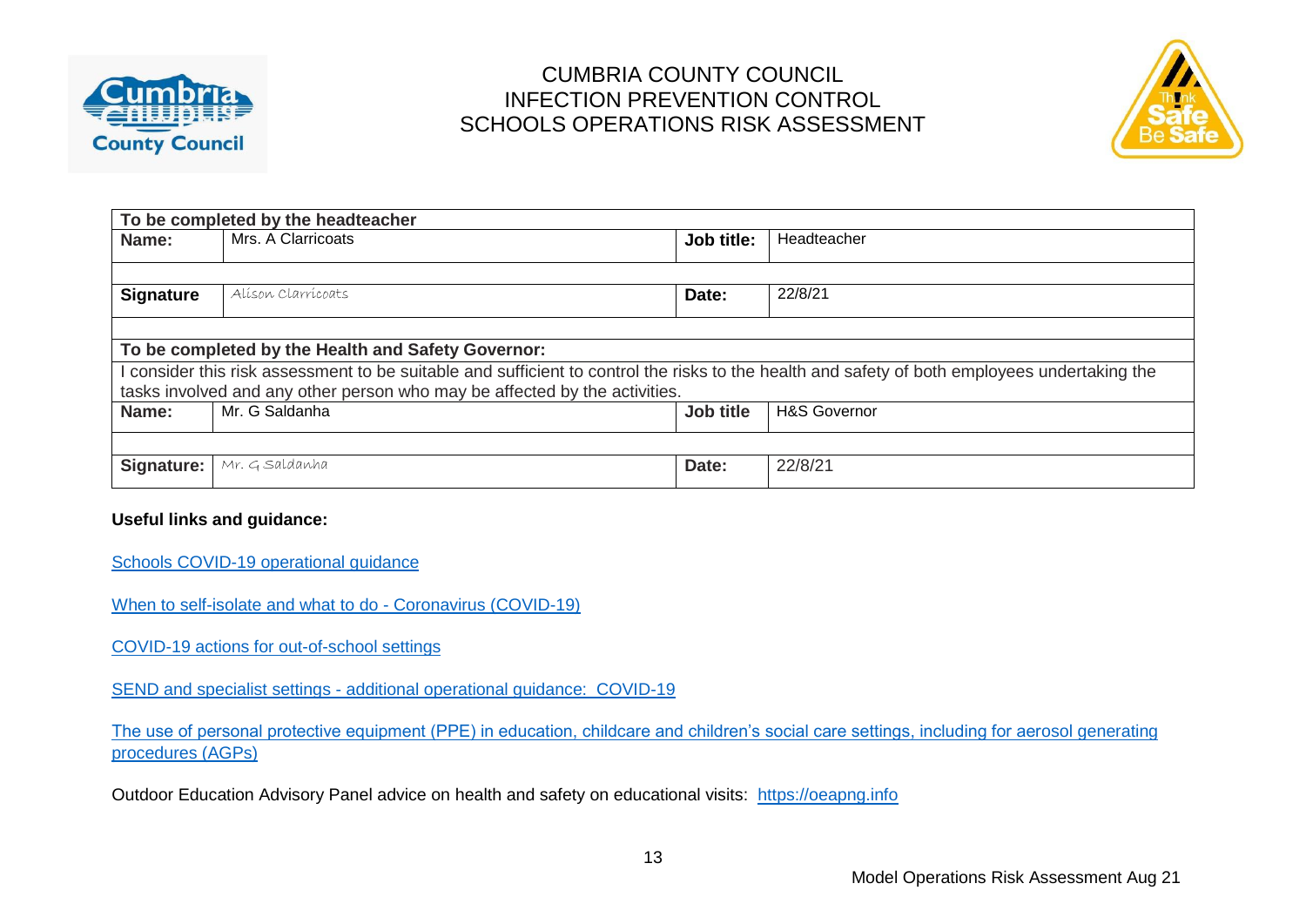# CUMBRIA COUNTY COUNCIL
# INFECTION PREVENTION CONTROL
# SCHOOLS OPERATIONS RISK ASSESSMENT

| | | | |
|---|---|---|---|
| **To be completed by the headteacher** | | | |
| **Name:** | Mrs. A Clarricoats | **Job title:** | Headteacher |
| | | | |
| **Signature** | Alison Clarricoats | **Date:** | 22/8/21 |
| | | | |
| **To be completed by the Health and Safety Governor:** | | | |
| I consider this risk assessment to be suitable and sufficient to control the risks to the health and safety of both employees undertaking the tasks involved and any other person who may be affected by the activities. | | | |
| **Name:** | Mr. G Saldanha | **Job title** | H&S Governor |
| | | | |
| **Signature:** | Mr. G Saldanha | **Date:** | 22/8/21 |

**Useful links and guidance:**

Schools COVID-19 operational guidance

When to self-isolate and what to do - Coronavirus (COVID-19)

COVID-19 actions for out-of-school settings

SEND and specialist settings - additional operational guidance: COVID-19

The use of personal protective equipment (PPE) in education, childcare and children's social care settings, including for aerosol generating procedures (AGPs)

Outdoor Education Advisory Panel advice on health and safety on educational visits: https://oeapng.info